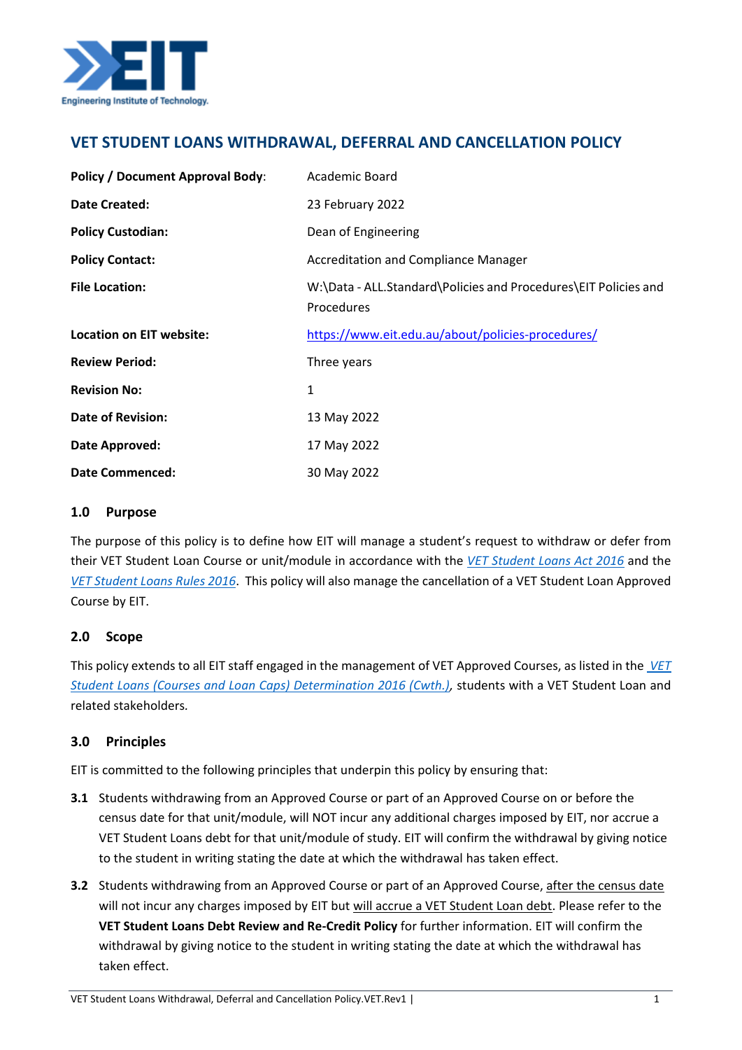# VET STUDENT LOANS WITHDRAWAL, DEFERRAL AND CANCELLATION POLICY

| | |
|---|---|
| **Policy / Document Approval Body**: | Academic Board |
| **Date Created:** | 23 February 2022 |
| **Policy Custodian:** | Dean of Engineering |
| **Policy Contact:** | Accreditation and Compliance Manager |
| **File Location:** | W:\Data - ALL.Standard\Policies and Procedures\EIT Policies and Procedures |
| **Location on EIT website:** | [https://www.eit.edu.au/about/policies-procedures/](https://www.eit.edu.au/about/policies-procedures/) |
| **Review Period:** | Three years |
| **Revision No:** | 1 |
| **Date of Revision:** | 13 May 2022 |
| **Date Approved:** | 17 May 2022 |
| **Date Commenced:** | 30 May 2022 |

## 1.0 Purpose

The purpose of this policy is to define how EIT will manage a student's request to withdraw or defer from their VET Student Loan Course or unit/module in accordance with the *VET Student Loans Act 2016* and the *VET Student Loans Rules 2016*. This policy will also manage the cancellation of a VET Student Loan Approved Course by EIT.

## 2.0 Scope

This policy extends to all EIT staff engaged in the management of VET Approved Courses, as listed in the *VET Student Loans (Courses and Loan Caps) Determination 2016 (Cwth.)*, students with a VET Student Loan and related stakeholders.

## 3.0 Principles

EIT is committed to the following principles that underpin this policy by ensuring that:

**3.1** Students withdrawing from an Approved Course or part of an Approved Course on or before the census date for that unit/module, will NOT incur any additional charges imposed by EIT, nor accrue a VET Student Loans debt for that unit/module of study. EIT will confirm the withdrawal by giving notice to the student in writing stating the date at which the withdrawal has taken effect.

**3.2** Students withdrawing from an Approved Course or part of an Approved Course, after the census date will not incur any charges imposed by EIT but will accrue a VET Student Loan debt. Please refer to the **VET Student Loans Debt Review and Re-Credit Policy** for further information. EIT will confirm the withdrawal by giving notice to the student in writing stating the date at which the withdrawal has taken effect.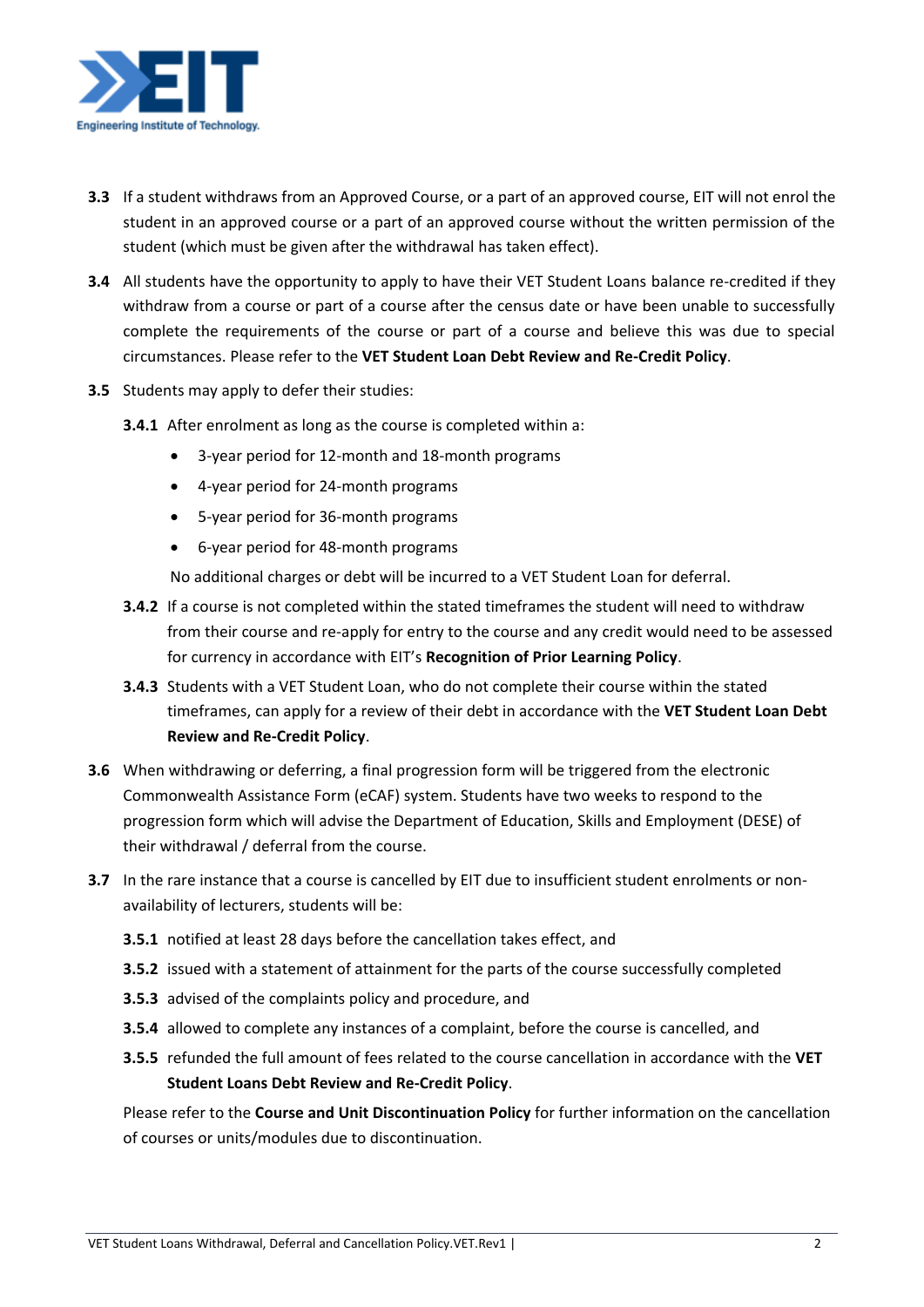**3.3** If a student withdraws from an Approved Course, or a part of an approved course, EIT will not enrol the student in an approved course or a part of an approved course without the written permission of the student (which must be given after the withdrawal has taken effect).

**3.4** All students have the opportunity to apply to have their VET Student Loans balance re-credited if they withdraw from a course or part of a course after the census date or have been unable to successfully complete the requirements of the course or part of a course and believe this was due to special circumstances. Please refer to the **VET Student Loan Debt Review and Re-Credit Policy**.

**3.5** Students may apply to defer their studies:

**3.4.1** After enrolment as long as the course is completed within a:

- 3-year period for 12-month and 18-month programs
- 4-year period for 24-month programs
- 5-year period for 36-month programs
- 6-year period for 48-month programs

No additional charges or debt will be incurred to a VET Student Loan for deferral.

**3.4.2** If a course is not completed within the stated timeframes the student will need to withdraw from their course and re-apply for entry to the course and any credit would need to be assessed for currency in accordance with EIT's **Recognition of Prior Learning Policy**.

**3.4.3** Students with a VET Student Loan, who do not complete their course within the stated timeframes, can apply for a review of their debt in accordance with the **VET Student Loan Debt Review and Re-Credit Policy**.

**3.6** When withdrawing or deferring, a final progression form will be triggered from the electronic Commonwealth Assistance Form (eCAF) system. Students have two weeks to respond to the progression form which will advise the Department of Education, Skills and Employment (DESE) of their withdrawal / deferral from the course.

**3.7** In the rare instance that a course is cancelled by EIT due to insufficient student enrolments or non-availability of lecturers, students will be:

**3.5.1** notified at least 28 days before the cancellation takes effect, and

**3.5.2** issued with a statement of attainment for the parts of the course successfully completed

**3.5.3** advised of the complaints policy and procedure, and

**3.5.4** allowed to complete any instances of a complaint, before the course is cancelled, and

**3.5.5** refunded the full amount of fees related to the course cancellation in accordance with the **VET Student Loans Debt Review and Re-Credit Policy**.

Please refer to the **Course and Unit Discontinuation Policy** for further information on the cancellation of courses or units/modules due to discontinuation.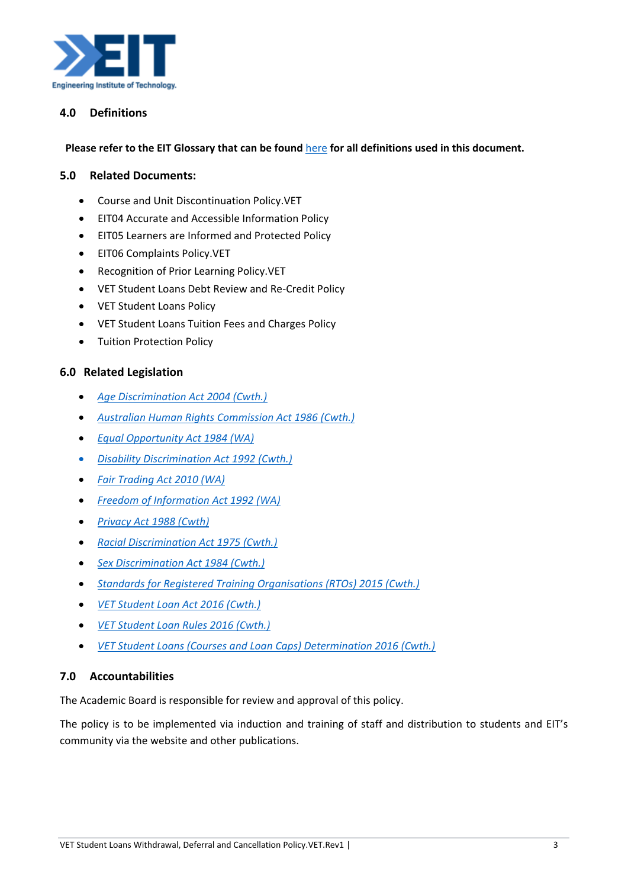## 4.0 Definitions

**Please refer to the EIT Glossary that can be found here for all definitions used in this document.**

## 5.0 Related Documents:

- Course and Unit Discontinuation Policy.VET
- EIT04 Accurate and Accessible Information Policy
- EIT05 Learners are Informed and Protected Policy
- EIT06 Complaints Policy.VET
- Recognition of Prior Learning Policy.VET
- VET Student Loans Debt Review and Re-Credit Policy
- VET Student Loans Policy
- VET Student Loans Tuition Fees and Charges Policy
- Tuition Protection Policy

## 6.0 Related Legislation

- *Age Discrimination Act 2004 (Cwth.)*
- *Australian Human Rights Commission Act 1986 (Cwth.)*
- *Equal Opportunity Act 1984 (WA)*
- *Disability Discrimination Act 1992 (Cwth.)*
- *Fair Trading Act 2010 (WA)*
- *Freedom of Information Act 1992 (WA)*
- *Privacy Act 1988 (Cwth)*
- *Racial Discrimination Act 1975 (Cwth.)*
- *Sex Discrimination Act 1984 (Cwth.)*
- *Standards for Registered Training Organisations (RTOs) 2015 (Cwth.)*
- *VET Student Loan Act 2016 (Cwth.)*
- *VET Student Loan Rules 2016 (Cwth.)*
- *VET Student Loans (Courses and Loan Caps) Determination 2016 (Cwth.)*

## 7.0 Accountabilities

The Academic Board is responsible for review and approval of this policy.

The policy is to be implemented via induction and training of staff and distribution to students and EIT's community via the website and other publications.